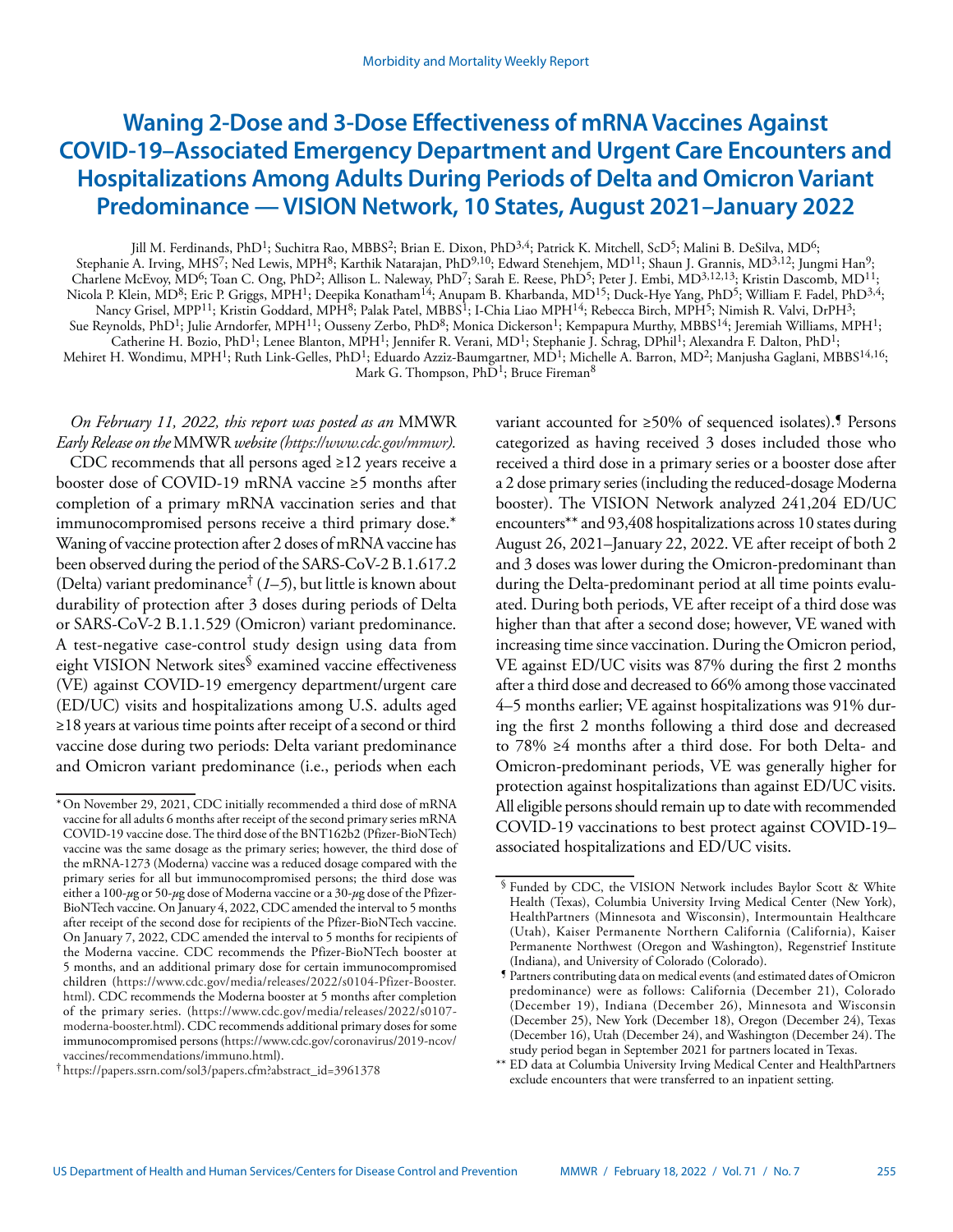# Waning 2-Dose and 3-Dose Effectiveness of mRNA Vaccines Against COVID-19–Associated Emergency Department and Urgent Care Encounters and Hospitalizations Among Adults During Periods of Delta and Omicron Variant Predominance — VISION Network, 10 States, August 2021–January 2022

Jill M. Ferdinands, PhD[1]; Suchitra Rao, MBBS[2]; Brian E. Dixon, PhD[3,4]; Patrick K. Mitchell, ScD[5]; Malini B. DeSilva, MD[6]; Stephanie A. Irving, MHS[7]; Ned Lewis, MPH[8]; Karthik Natarajan, PhD[9,10]; Edward Stenehjem, MD[11]; Shaun J. Grannis, MD[3,12]; Jungmi Han[9]; Charlene McEvoy, MD[6]; Toan C. Ong, PhD[2]; Allison L. Naleway, PhD[7]; Sarah E. Reese, PhD[5]; Peter J. Embi, MD[3,12,13]; Kristin Dascomb, MD[11]; Nicola P. Klein, MD[8]; Eric P. Griggs, MPH[1]; Deepika Konatham[14]; Anupam B. Kharbanda, MD[15]; Duck-Hye Yang, PhD[5]; William F. Fadel, PhD[3,4]; Nancy Grisel, MPP[11]; Kristin Goddard, MPH[8]; Palak Patel, MBBS[1]; I-Chia Liao MPH[14]; Rebecca Birch, MPH[5]; Nimish R. Valvi, DrPH[3]; Sue Reynolds, PhD[1]; Julie Arndorfer, MPH[11]; Ousseny Zerbo, PhD[8]; Monica Dickerson[1]; Kempapura Murthy, MBBS[14]; Jeremiah Williams, MPH[1]; Catherine H. Bozio, PhD[1]; Lenee Blanton, MPH[1]; Jennifer R. Verani, MD[1]; Stephanie J. Schrag, DPhil[1]; Alexandra F. Dalton, PhD[1]; Mehiret H. Wondimu, MPH[1]; Ruth Link-Gelles, PhD[1]; Eduardo Azziz-Baumgartner, MD[1]; Michelle A. Barron, MD[2]; Manjusha Gaglani, MBBS[14,16]; Mark G. Thompson, PhD[1]; Bruce Fireman[8]

*On February 11, 2022, this report was posted as an* MMWR *Early Release on the* MMWR *website (https://www.cdc.gov/mmwr).*

CDC recommends that all persons aged ≥12 years receive a booster dose of COVID-19 mRNA vaccine ≥5 months after completion of a primary mRNA vaccination series and that immunocompromised persons receive a third primary dose.* Waning of vaccine protection after 2 doses of mRNA vaccine has been observed during the period of the SARS-CoV-2 B.1.617.2 (Delta) variant predominance† (*1*–*5*), but little is known about durability of protection after 3 doses during periods of Delta or SARS-CoV-2 B.1.1.529 (Omicron) variant predominance. A test-negative case-control study design using data from eight VISION Network sites§ examined vaccine effectiveness (VE) against COVID-19 emergency department/urgent care (ED/UC) visits and hospitalizations among U.S. adults aged ≥18 years at various time points after receipt of a second or third vaccine dose during two periods: Delta variant predominance and Omicron variant predominance (i.e., periods when each variant accounted for ≥50% of sequenced isolates).¶ Persons categorized as having received 3 doses included those who received a third dose in a primary series or a booster dose after a 2 dose primary series (including the reduced-dosage Moderna booster). The VISION Network analyzed 241,204 ED/UC encounters** and 93,408 hospitalizations across 10 states during August 26, 2021–January 22, 2022. VE after receipt of both 2 and 3 doses was lower during the Omicron-predominant than during the Delta-predominant period at all time points evaluated. During both periods, VE after receipt of a third dose was higher than that after a second dose; however, VE waned with increasing time since vaccination. During the Omicron period, VE against ED/UC visits was 87% during the first 2 months after a third dose and decreased to 66% among those vaccinated 4–5 months earlier; VE against hospitalizations was 91% during the first 2 months following a third dose and decreased to 78% ≥4 months after a third dose. For both Delta- and Omicron-predominant periods, VE was generally higher for protection against hospitalizations than against ED/UC visits. All eligible persons should remain up to date with recommended COVID-19 vaccinations to best protect against COVID-19–associated hospitalizations and ED/UC visits.

* On November 29, 2021, CDC initially recommended a third dose of mRNA vaccine for all adults 6 months after receipt of the second primary series mRNA COVID-19 vaccine dose. The third dose of the BNT162b2 (Pfizer-BioNTech) vaccine was the same dosage as the primary series; however, the third dose of the mRNA-1273 (Moderna) vaccine was a reduced dosage compared with the primary series for all but immunocompromised persons; the third dose was either a 100-$\mu$g or 50-$\mu$g dose of Moderna vaccine or a 30-$\mu$g dose of the Pfizer-BioNTech vaccine. On January 4, 2022, CDC amended the interval to 5 months after receipt of the second dose for recipients of the Pfizer-BioNTech vaccine. On January 7, 2022, CDC amended the interval to 5 months for recipients of the Moderna vaccine. CDC recommends the Pfizer-BioNTech booster at 5 months, and an additional primary dose for certain immunocompromised children (https://www.cdc.gov/media/releases/2022/s0104-Pfizer-Booster.html). CDC recommends the Moderna booster at 5 months after completion of the primary series. (https://www.cdc.gov/media/releases/2022/s0107-moderna-booster.html). CDC recommends additional primary doses for some immunocompromised persons (https://www.cdc.gov/coronavirus/2019-ncov/vaccines/recommendations/immuno.html).

† https://papers.ssrn.com/sol3/papers.cfm?abstract_id=3961378

§ Funded by CDC, the VISION Network includes Baylor Scott & White Health (Texas), Columbia University Irving Medical Center (New York), HealthPartners (Minnesota and Wisconsin), Intermountain Healthcare (Utah), Kaiser Permanente Northern California (California), Kaiser Permanente Northwest (Oregon and Washington), Regenstrief Institute (Indiana), and University of Colorado (Colorado).

¶ Partners contributing data on medical events (and estimated dates of Omicron predominance) were as follows: California (December 21), Colorado (December 19), Indiana (December 26), Minnesota and Wisconsin (December 25), New York (December 18), Oregon (December 24), Texas (December 16), Utah (December 24), and Washington (December 24). The study period began in September 2021 for partners located in Texas.

** ED data at Columbia University Irving Medical Center and HealthPartners exclude encounters that were transferred to an inpatient setting.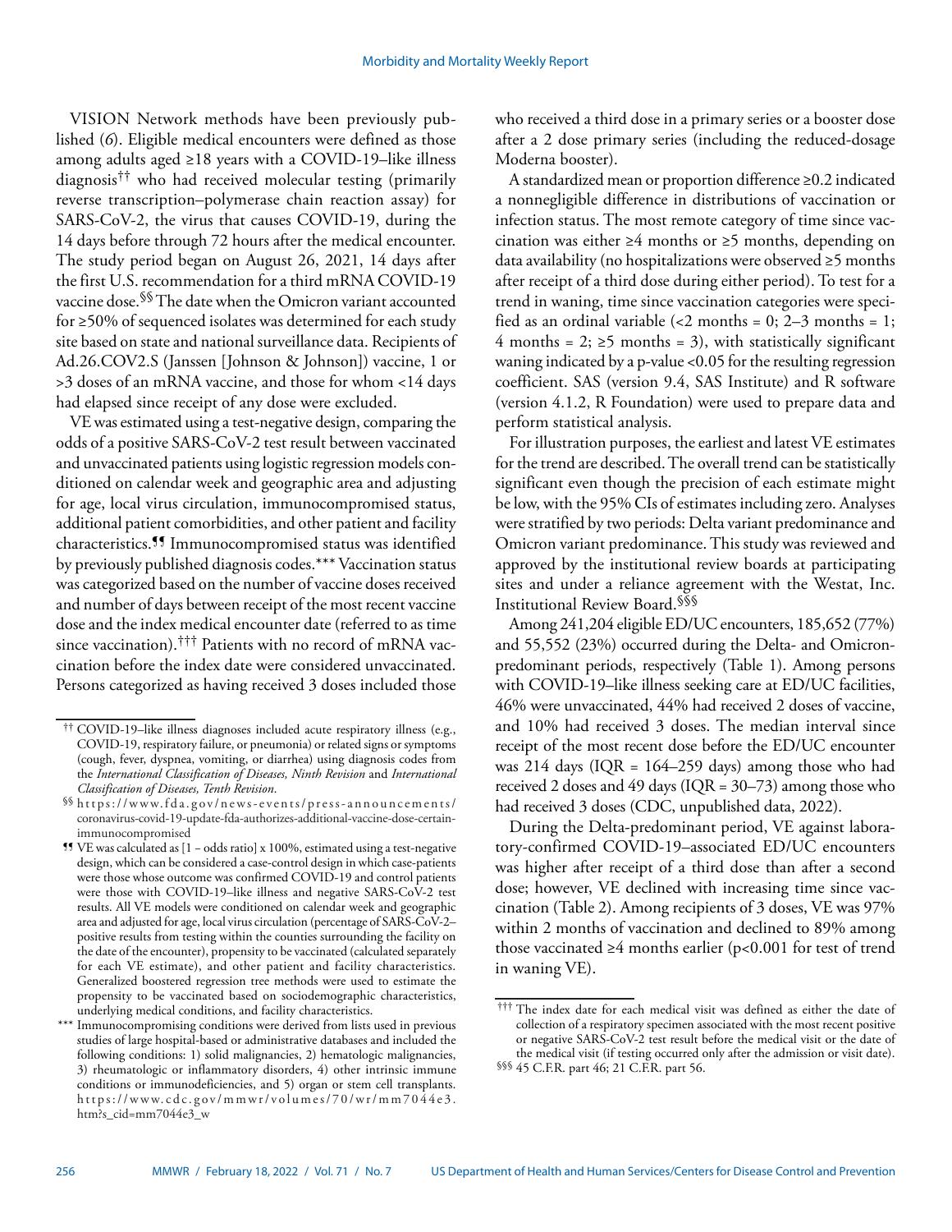VISION Network methods have been previously published (*6*). Eligible medical encounters were defined as those among adults aged ≥18 years with a COVID-19–like illness diagnosis[††] who had received molecular testing (primarily reverse transcription–polymerase chain reaction assay) for SARS-CoV-2, the virus that causes COVID-19, during the 14 days before through 72 hours after the medical encounter. The study period began on August 26, 2021, 14 days after the first U.S. recommendation for a third mRNA COVID-19 vaccine dose.[§§] The date when the Omicron variant accounted for ≥50% of sequenced isolates was determined for each study site based on state and national surveillance data. Recipients of Ad.26.COV2.S (Janssen [Johnson & Johnson]) vaccine, 1 or >3 doses of an mRNA vaccine, and those for whom <14 days had elapsed since receipt of any dose were excluded.

VE was estimated using a test-negative design, comparing the odds of a positive SARS-CoV-2 test result between vaccinated and unvaccinated patients using logistic regression models conditioned on calendar week and geographic area and adjusting for age, local virus circulation, immunocompromised status, additional patient comorbidities, and other patient and facility characteristics.[¶¶] Immunocompromised status was identified by previously published diagnosis codes.[***] Vaccination status was categorized based on the number of vaccine doses received and number of days between receipt of the most recent vaccine dose and the index medical encounter date (referred to as time since vaccination).[†††] Patients with no record of mRNA vaccination before the index date were considered unvaccinated. Persons categorized as having received 3 doses included those who received a third dose in a primary series or a booster dose after a 2 dose primary series (including the reduced-dosage Moderna booster).

A standardized mean or proportion difference ≥0.2 indicated a nonnegligible difference in distributions of vaccination or infection status. The most remote category of time since vaccination was either ≥4 months or ≥5 months, depending on data availability (no hospitalizations were observed ≥5 months after receipt of a third dose during either period). To test for a trend in waning, time since vaccination categories were specified as an ordinal variable (<2 months = 0; 2–3 months = 1; 4 months = 2; ≥5 months = 3), with statistically significant waning indicated by a p-value <0.05 for the resulting regression coefficient. SAS (version 9.4, SAS Institute) and R software (version 4.1.2, R Foundation) were used to prepare data and perform statistical analysis.

For illustration purposes, the earliest and latest VE estimates for the trend are described. The overall trend can be statistically significant even though the precision of each estimate might be low, with the 95% CIs of estimates including zero. Analyses were stratified by two periods: Delta variant predominance and Omicron variant predominance. This study was reviewed and approved by the institutional review boards at participating sites and under a reliance agreement with the Westat, Inc. Institutional Review Board.[§§§]

Among 241,204 eligible ED/UC encounters, 185,652 (77%) and 55,552 (23%) occurred during the Delta- and Omicron-predominant periods, respectively (Table 1). Among persons with COVID-19–like illness seeking care at ED/UC facilities, 46% were unvaccinated, 44% had received 2 doses of vaccine, and 10% had received 3 doses. The median interval since receipt of the most recent dose before the ED/UC encounter was 214 days (IQR = 164–259 days) among those who had received 2 doses and 49 days (IQR = 30–73) among those who had received 3 doses (CDC, unpublished data, 2022).

During the Delta-predominant period, VE against laboratory-confirmed COVID-19–associated ED/UC encounters was higher after receipt of a third dose than after a second dose; however, VE declined with increasing time since vaccination (Table 2). Among recipients of 3 doses, VE was 97% within 2 months of vaccination and declined to 89% among those vaccinated ≥4 months earlier (p<0.001 for test of trend in waning VE).

---

[††] COVID-19–like illness diagnoses included acute respiratory illness (e.g., COVID-19, respiratory failure, or pneumonia) or related signs or symptoms (cough, fever, dyspnea, vomiting, or diarrhea) using diagnosis codes from the *International Classification of Diseases, Ninth Revision* and *International Classification of Diseases, Tenth Revision*.

[§§] https://www.fda.gov/news-events/press-announcements/coronavirus-covid-19-update-fda-authorizes-additional-vaccine-dose-certain-immunocompromised

[¶¶] VE was calculated as [1 – odds ratio] x 100%, estimated using a test-negative design, which can be considered a case-control design in which case-patients were those whose outcome was confirmed COVID-19 and control patients were those with COVID-19–like illness and negative SARS-CoV-2 test results. All VE models were conditioned on calendar week and geographic area and adjusted for age, local virus circulation (percentage of SARS-CoV-2–positive results from testing within the counties surrounding the facility on the date of the encounter), propensity to be vaccinated (calculated separately for each VE estimate), and other patient and facility characteristics. Generalized boostered regression tree methods were used to estimate the propensity to be vaccinated based on sociodemographic characteristics, underlying medical conditions, and facility characteristics.

[***] Immunocompromising conditions were derived from lists used in previous studies of large hospital-based or administrative databases and included the following conditions: 1) solid malignancies, 2) hematologic malignancies, 3) rheumatologic or inflammatory disorders, 4) other intrinsic immune conditions or immunodeficiencies, and 5) organ or stem cell transplants. https://www.cdc.gov/mmwr/volumes/70/wr/mm7044e3.htm?s_cid=mm7044e3_w

[†††] The index date for each medical visit was defined as either the date of collection of a respiratory specimen associated with the most recent positive or negative SARS-CoV-2 test result before the medical visit or the date of the medical visit (if testing occurred only after the admission or visit date).

[§§§] 45 C.F.R. part 46; 21 C.F.R. part 56.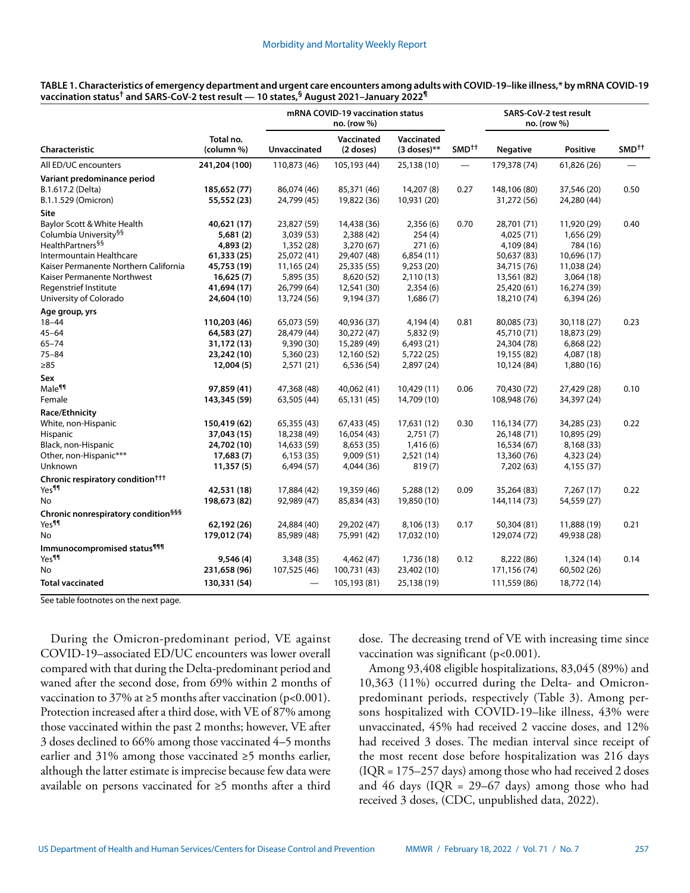**TABLE 1. Characteristics of emergency department and urgent care encounters among adults with COVID-19–like illness,* by mRNA COVID-19 vaccination status† and SARS-CoV-2 test result — 10 states,§ August 2021–January 2022¶**

| Characteristic | Total no. (column %) | mRNA COVID-19 vaccination status no. (row %) | | | SMD†† | SARS-CoV-2 test result no. (row %) | | SMD†† |
|---|---|---|---|---|---|---|---|---|
| | | Unvaccinated | Vaccinated (2 doses) | Vaccinated (3 doses)** | | Negative | Positive | |
| All ED/UC encounters | **241,204 (100)** | 110,873 (46) | 105,193 (44) | 25,138 (10) | — | 179,378 (74) | 61,826 (26) | — |
| **Variant predominance period** | | | | | | | | |
| B.1.617.2 (Delta) | **185,652 (77)** | 86,074 (46) | 85,371 (46) | 14,207 (8) | 0.27 | 148,106 (80) | 37,546 (20) | 0.50 |
| B.1.1.529 (Omicron) | **55,552 (23)** | 24,799 (45) | 19,822 (36) | 10,931 (20) | | 31,272 (56) | 24,280 (44) | |
| **Site** | | | | | | | | |
| Baylor Scott & White Health | **40,621 (17)** | 23,827 (59) | 14,438 (36) | 2,356 (6) | 0.70 | 28,701 (71) | 11,920 (29) | 0.40 |
| Columbia University§§ | **5,681 (2)** | 3,039 (53) | 2,388 (42) | 254 (4) | | 4,025 (71) | 1,656 (29) | |
| HealthPartners§§ | **4,893 (2)** | 1,352 (28) | 3,270 (67) | 271 (6) | | 4,109 (84) | 784 (16) | |
| Intermountain Healthcare | **61,333 (25)** | 25,072 (41) | 29,407 (48) | 6,854 (11) | | 50,637 (83) | 10,696 (17) | |
| Kaiser Permanente Northern California | **45,753 (19)** | 11,165 (24) | 25,335 (55) | 9,253 (20) | | 34,715 (76) | 11,038 (24) | |
| Kaiser Permanente Northwest | **16,625 (7)** | 5,895 (35) | 8,620 (52) | 2,110 (13) | | 13,561 (82) | 3,064 (18) | |
| Regenstrief Institute | **41,694 (17)** | 26,799 (64) | 12,541 (30) | 2,354 (6) | | 25,420 (61) | 16,274 (39) | |
| University of Colorado | **24,604 (10)** | 13,724 (56) | 9,194 (37) | 1,686 (7) | | 18,210 (74) | 6,394 (26) | |
| **Age group, yrs** | | | | | | | | |
| 18–44 | **110,203 (46)** | 65,073 (59) | 40,936 (37) | 4,194 (4) | 0.81 | 80,085 (73) | 30,118 (27) | 0.23 |
| 45–64 | **64,583 (27)** | 28,479 (44) | 30,272 (47) | 5,832 (9) | | 45,710 (71) | 18,873 (29) | |
| 65–74 | **31,172 (13)** | 9,390 (30) | 15,289 (49) | 6,493 (21) | | 24,304 (78) | 6,868 (22) | |
| 75–84 | **23,242 (10)** | 5,360 (23) | 12,160 (52) | 5,722 (25) | | 19,155 (82) | 4,087 (18) | |
| ≥85 | **12,004 (5)** | 2,571 (21) | 6,536 (54) | 2,897 (24) | | 10,124 (84) | 1,880 (16) | |
| **Sex** | | | | | | | | |
| Male¶¶ | **97,859 (41)** | 47,368 (48) | 40,062 (41) | 10,429 (11) | 0.06 | 70,430 (72) | 27,429 (28) | 0.10 |
| Female | **143,345 (59)** | 63,505 (44) | 65,131 (45) | 14,709 (10) | | 108,948 (76) | 34,397 (24) | |
| **Race/Ethnicity** | | | | | | | | |
| White, non-Hispanic | **150,419 (62)** | 65,355 (43) | 67,433 (45) | 17,631 (12) | 0.30 | 116,134 (77) | 34,285 (23) | 0.22 |
| Hispanic | **37,043 (15)** | 18,238 (49) | 16,054 (43) | 2,751 (7) | | 26,148 (71) | 10,895 (29) | |
| Black, non-Hispanic | **24,702 (10)** | 14,633 (59) | 8,653 (35) | 1,416 (6) | | 16,534 (67) | 8,168 (33) | |
| Other, non-Hispanic*** | **17,683 (7)** | 6,153 (35) | 9,009 (51) | 2,521 (14) | | 13,360 (76) | 4,323 (24) | |
| Unknown | **11,357 (5)** | 6,494 (57) | 4,044 (36) | 819 (7) | | 7,202 (63) | 4,155 (37) | |
| **Chronic respiratory condition†††** | | | | | | | | |
| Yes¶¶ | **42,531 (18)** | 17,884 (42) | 19,359 (46) | 5,288 (12) | 0.09 | 35,264 (83) | 7,267 (17) | 0.22 |
| No | **198,673 (82)** | 92,989 (47) | 85,834 (43) | 19,850 (10) | | 144,114 (73) | 54,559 (27) | |
| **Chronic nonrespiratory condition§§§** | | | | | | | | |
| Yes¶¶ | **62,192 (26)** | 24,884 (40) | 29,202 (47) | 8,106 (13) | 0.17 | 50,304 (81) | 11,888 (19) | 0.21 |
| No | **179,012 (74)** | 85,989 (48) | 75,991 (42) | 17,032 (10) | | 129,074 (72) | 49,938 (28) | |
| **Immunocompromised status¶¶¶** | | | | | | | | |
| Yes¶¶ | **9,546 (4)** | 3,348 (35) | 4,462 (47) | 1,736 (18) | 0.12 | 8,222 (86) | 1,324 (14) | 0.14 |
| No | **231,658 (96)** | 107,525 (46) | 100,731 (43) | 23,402 (10) | | 171,156 (74) | 60,502 (26) | |
| **Total vaccinated** | **130,331 (54)** | — | 105,193 (81) | 25,138 (19) | | 111,559 (86) | 18,772 (14) | |

See table footnotes on the next page.

During the Omicron-predominant period, VE against COVID-19–associated ED/UC encounters was lower overall compared with that during the Delta-predominant period and waned after the second dose, from 69% within 2 months of vaccination to 37% at ≥5 months after vaccination (p<0.001). Protection increased after a third dose, with VE of 87% among those vaccinated within the past 2 months; however, VE after 3 doses declined to 66% among those vaccinated 4–5 months earlier and 31% among those vaccinated ≥5 months earlier, although the latter estimate is imprecise because few data were available on persons vaccinated for ≥5 months after a third dose. The decreasing trend of VE with increasing time since vaccination was significant (p<0.001).

Among 93,408 eligible hospitalizations, 83,045 (89%) and 10,363 (11%) occurred during the Delta- and Omicron-predominant periods, respectively (Table 3). Among persons hospitalized with COVID-19–like illness, 43% were unvaccinated, 45% had received 2 vaccine doses, and 12% had received 3 doses. The median interval since receipt of the most recent dose before hospitalization was 216 days (IQR = 175–257 days) among those who had received 2 doses and 46 days (IQR = 29–67 days) among those who had received 3 doses, (CDC, unpublished data, 2022).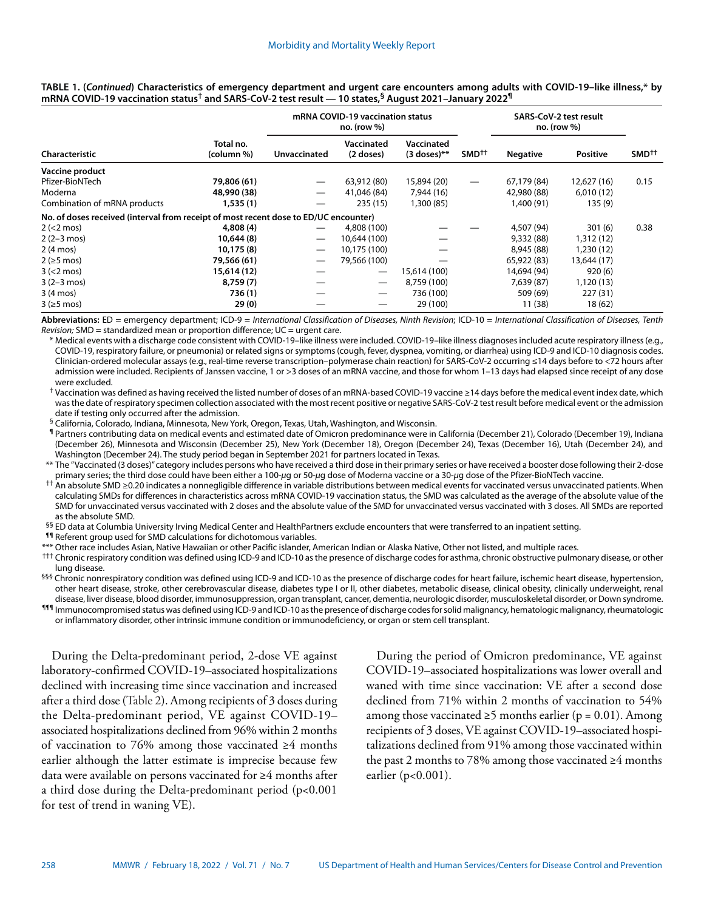**TABLE 1. (*Continued*) Characteristics of emergency department and urgent care encounters among adults with COVID-19–like illness,* by mRNA COVID-19 vaccination status† and SARS-CoV-2 test result — 10 states,§ August 2021–January 2022¶**

| Characteristic | Total no. (column %) | mRNA COVID-19 vaccination status no. (row %) | | | SMD†† | SARS-CoV-2 test result no. (row %) | | SMD†† |
|---|---|---|---|---|---|---|---|---|
| | | Unvaccinated | Vaccinated (2 doses) | Vaccinated (3 doses)** | | Negative | Positive | |
| **Vaccine product** | | | | | | | | |
| Pfizer-BioNTech | **79,806 (61)** | — | 63,912 (80) | 15,894 (20) | — | 67,179 (84) | 12,627 (16) | 0.15 |
| Moderna | **48,990 (38)** | — | 41,046 (84) | 7,944 (16) | | 42,980 (88) | 6,010 (12) | |
| Combination of mRNA products | **1,535 (1)** | — | 235 (15) | 1,300 (85) | | 1,400 (91) | 135 (9) | |
| **No. of doses received (interval from receipt of most recent dose to ED/UC encounter)** | | | | | | | | |
| 2 (<2 mos) | **4,808 (4)** | — | 4,808 (100) | — | — | 4,507 (94) | 301 (6) | 0.38 |
| 2 (2–3 mos) | **10,644 (8)** | — | 10,644 (100) | — | | 9,332 (88) | 1,312 (12) | |
| 2 (4 mos) | **10,175 (8)** | — | 10,175 (100) | — | | 8,945 (88) | 1,230 (12) | |
| 2 (≥5 mos) | **79,566 (61)** | — | 79,566 (100) | — | | 65,922 (83) | 13,644 (17) | |
| 3 (<2 mos) | **15,614 (12)** | — | — | 15,614 (100) | | 14,694 (94) | 920 (6) | |
| 3 (2–3 mos) | **8,759 (7)** | — | — | 8,759 (100) | | 7,639 (87) | 1,120 (13) | |
| 3 (4 mos) | **736 (1)** | — | — | 736 (100) | | 509 (69) | 227 (31) | |
| 3 (≥5 mos) | **29 (0)** | — | — | 29 (100) | | 11 (38) | 18 (62) | |

**Abbreviations:** ED = emergency department; ICD-9 = *International Classification of Diseases, Ninth Revision*; ICD-10 = *International Classification of Diseases, Tenth Revision;* SMD = standardized mean or proportion difference; UC = urgent care.

\* Medical events with a discharge code consistent with COVID-19–like illness were included. COVID-19–like illness diagnoses included acute respiratory illness (e.g., COVID-19, respiratory failure, or pneumonia) or related signs or symptoms (cough, fever, dyspnea, vomiting, or diarrhea) using ICD-9 and ICD-10 diagnosis codes. Clinician-ordered molecular assays (e.g., real-time reverse transcription–polymerase chain reaction) for SARS-CoV-2 occurring ≤14 days before to <72 hours after admission were included. Recipients of Janssen vaccine, 1 or >3 doses of an mRNA vaccine, and those for whom 1–13 days had elapsed since receipt of any dose were excluded.

† Vaccination was defined as having received the listed number of doses of an mRNA-based COVID-19 vaccine ≥14 days before the medical event index date, which was the date of respiratory specimen collection associated with the most recent positive or negative SARS-CoV-2 test result before medical event or the admission date if testing only occurred after the admission.

§ California, Colorado, Indiana, Minnesota, New York, Oregon, Texas, Utah, Washington, and Wisconsin.

¶ Partners contributing data on medical events and estimated date of Omicron predominance were in California (December 21), Colorado (December 19), Indiana (December 26), Minnesota and Wisconsin (December 25), New York (December 18), Oregon (December 24), Texas (December 16), Utah (December 24), and Washington (December 24). The study period began in September 2021 for partners located in Texas.

\** The "Vaccinated (3 doses)" category includes persons who have received a third dose in their primary series or have received a booster dose following their 2-dose primary series; the third dose could have been either a 100-$\mu$g or 50-$\mu$g dose of Moderna vaccine or a 30-$\mu$g dose of the Pfizer-BioNTech vaccine.

†† An absolute SMD ≥0.20 indicates a nonnegligible difference in variable distributions between medical events for vaccinated versus unvaccinated patients. When calculating SMDs for differences in characteristics across mRNA COVID-19 vaccination status, the SMD was calculated as the average of the absolute value of the SMD for unvaccinated versus vaccinated with 2 doses and the absolute value of the SMD for unvaccinated versus vaccinated with 3 doses. All SMDs are reported as the absolute SMD.

§§ ED data at Columbia University Irving Medical Center and HealthPartners exclude encounters that were transferred to an inpatient setting.

¶¶ Referent group used for SMD calculations for dichotomous variables.

\*** Other race includes Asian, Native Hawaiian or other Pacific islander, American Indian or Alaska Native, Other not listed, and multiple races.

††† Chronic respiratory condition was defined using ICD-9 and ICD-10 as the presence of discharge codes for asthma, chronic obstructive pulmonary disease, or other lung disease.

§§§ Chronic nonrespiratory condition was defined using ICD-9 and ICD-10 as the presence of discharge codes for heart failure, ischemic heart disease, hypertension, other heart disease, stroke, other cerebrovascular disease, diabetes type I or II, other diabetes, metabolic disease, clinical obesity, clinically underweight, renal disease, liver disease, blood disorder, immunosuppression, organ transplant, cancer, dementia, neurologic disorder, musculoskeletal disorder, or Down syndrome.

¶¶¶ Immunocompromised status was defined using ICD-9 and ICD-10 as the presence of discharge codes for solid malignancy, hematologic malignancy, rheumatologic or inflammatory disorder, other intrinsic immune condition or immunodeficiency, or organ or stem cell transplant.

During the Delta-predominant period, 2-dose VE against laboratory-confirmed COVID-19–associated hospitalizations declined with increasing time since vaccination and increased after a third dose (Table 2). Among recipients of 3 doses during the Delta-predominant period, VE against COVID-19–associated hospitalizations declined from 96% within 2 months of vaccination to 76% among those vaccinated ≥4 months earlier although the latter estimate is imprecise because few data were available on persons vaccinated for ≥4 months after a third dose during the Delta-predominant period ($p<0.001$ for test of trend in waning VE).

During the period of Omicron predominance, VE against COVID-19–associated hospitalizations was lower overall and waned with time since vaccination: VE after a second dose declined from 71% within 2 months of vaccination to 54% among those vaccinated ≥5 months earlier ($p = 0.01$). Among recipients of 3 doses, VE against COVID-19–associated hospitalizations declined from 91% among those vaccinated within the past 2 months to 78% among those vaccinated ≥4 months earlier ($p<0.001$).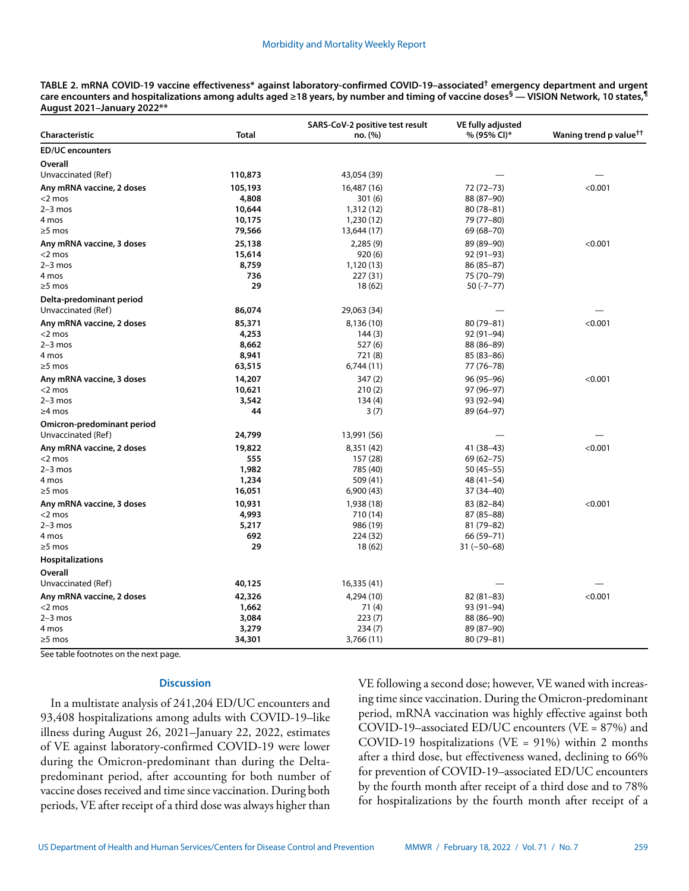**TABLE 2. mRNA COVID-19 vaccine effectiveness* against laboratory-confirmed COVID-19–associated[†] emergency department and urgent care encounters and hospitalizations among adults aged ≥18 years, by number and timing of vaccine doses[§] — VISION Network, 10 states,[¶] August 2021–January 2022****

| Characteristic | Total | SARS-CoV-2 positive test result no. (%) | VE fully adjusted % (95% CI)* | Waning trend p value[††] |
|---|---|---|---|---|
| **ED/UC encounters** | | | | |
| **Overall** | | | | |
| Unvaccinated (Ref) | **110,873** | 43,054 (39) | — | — |
| **Any mRNA vaccine, 2 doses** | **105,193** | 16,487 (16) | 72 (72–73) | <0.001 |
| <2 mos | **4,808** | 301 (6) | 88 (87–90) | |
| 2–3 mos | **10,644** | 1,312 (12) | 80 (78–81) | |
| 4 mos | **10,175** | 1,230 (12) | 79 (77–80) | |
| ≥5 mos | **79,566** | 13,644 (17) | 69 (68–70) | |
| **Any mRNA vaccine, 3 doses** | **25,138** | 2,285 (9) | 89 (89–90) | <0.001 |
| <2 mos | **15,614** | 920 (6) | 92 (91–93) | |
| 2–3 mos | **8,759** | 1,120 (13) | 86 (85–87) | |
| 4 mos | **736** | 227 (31) | 75 (70–79) | |
| ≥5 mos | **29** | 18 (62) | 50 (-7–77) | |
| **Delta-predominant period** | | | | |
| Unvaccinated (Ref) | **86,074** | 29,063 (34) | — | — |
| **Any mRNA vaccine, 2 doses** | **85,371** | 8,136 (10) | 80 (79–81) | <0.001 |
| <2 mos | **4,253** | 144 (3) | 92 (91–94) | |
| 2–3 mos | **8,662** | 527 (6) | 88 (86–89) | |
| 4 mos | **8,941** | 721 (8) | 85 (83–86) | |
| ≥5 mos | **63,515** | 6,744 (11) | 77 (76–78) | |
| **Any mRNA vaccine, 3 doses** | **14,207** | 347 (2) | 96 (95–96) | <0.001 |
| <2 mos | **10,621** | 210 (2) | 97 (96–97) | |
| 2–3 mos | **3,542** | 134 (4) | 93 (92–94) | |
| ≥4 mos | **44** | 3 (7) | 89 (64–97) | |
| **Omicron-predominant period** | | | | |
| Unvaccinated (Ref) | **24,799** | 13,991 (56) | — | — |
| **Any mRNA vaccine, 2 doses** | **19,822** | 8,351 (42) | 41 (38–43) | <0.001 |
| <2 mos | **555** | 157 (28) | 69 (62–75) | |
| 2–3 mos | **1,982** | 785 (40) | 50 (45–55) | |
| 4 mos | **1,234** | 509 (41) | 48 (41–54) | |
| ≥5 mos | **16,051** | 6,900 (43) | 37 (34–40) | |
| **Any mRNA vaccine, 3 doses** | **10,931** | 1,938 (18) | 83 (82–84) | <0.001 |
| <2 mos | **4,993** | 710 (14) | 87 (85–88) | |
| 2–3 mos | **5,217** | 986 (19) | 81 (79–82) | |
| 4 mos | **692** | 224 (32) | 66 (59–71) | |
| ≥5 mos | **29** | 18 (62) | 31 (−50–68) | |
| **Hospitalizations** | | | | |
| **Overall** | | | | |
| Unvaccinated (Ref) | **40,125** | 16,335 (41) | — | — |
| **Any mRNA vaccine, 2 doses** | **42,326** | 4,294 (10) | 82 (81–83) | <0.001 |
| <2 mos | **1,662** | 71 (4) | 93 (91–94) | |
| 2–3 mos | **3,084** | 223 (7) | 88 (86–90) | |
| 4 mos | **3,279** | 234 (7) | 89 (87–90) | |
| ≥5 mos | **34,301** | 3,766 (11) | 80 (79–81) | |

See table footnotes on the next page.

## Discussion

In a multistate analysis of 241,204 ED/UC encounters and 93,408 hospitalizations among adults with COVID-19–like illness during August 26, 2021–January 22, 2022, estimates of VE against laboratory-confirmed COVID-19 were lower during the Omicron-predominant than during the Delta-predominant period, after accounting for both number of vaccine doses received and time since vaccination. During both periods, VE after receipt of a third dose was always higher than VE following a second dose; however, VE waned with increasing time since vaccination. During the Omicron-predominant period, mRNA vaccination was highly effective against both COVID-19–associated ED/UC encounters (VE = 87%) and COVID-19 hospitalizations (VE = 91%) within 2 months after a third dose, but effectiveness waned, declining to 66% for prevention of COVID-19–associated ED/UC encounters by the fourth month after receipt of a third dose and to 78% for hospitalizations by the fourth month after receipt of a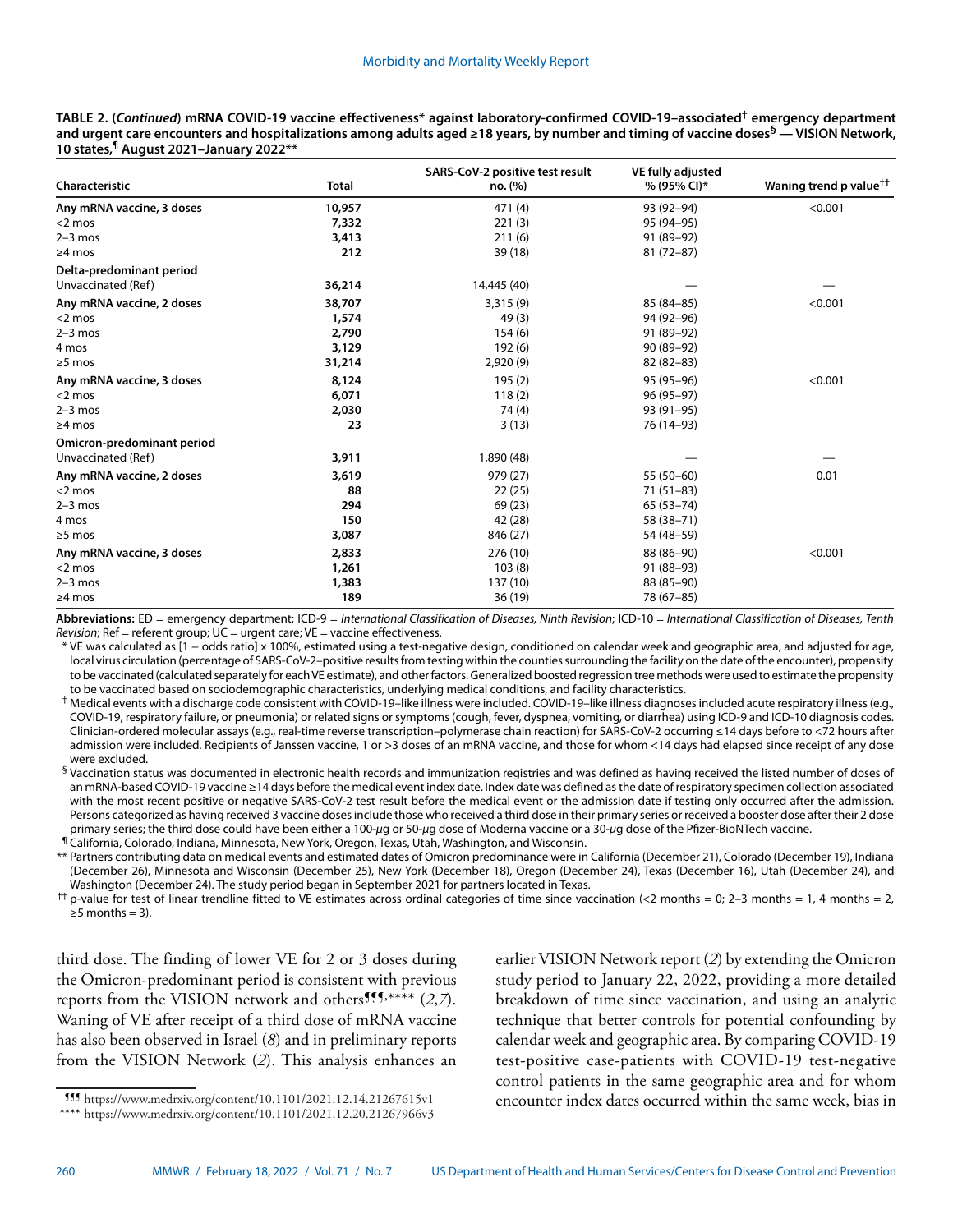**TABLE 2. (*Continued*) mRNA COVID-19 vaccine effectiveness* against laboratory-confirmed COVID-19–associated† emergency department and urgent care encounters and hospitalizations among adults aged ≥18 years, by number and timing of vaccine doses§ — VISION Network, 10 states,¶ August 2021–January 2022****

| Characteristic | Total | SARS-CoV-2 positive test result no. (%) | VE fully adjusted % (95% CI)* | Waning trend p value†† |
|---|---|---|---|---|
| **Any mRNA vaccine, 3 doses** | **10,957** | 471 (4) | 93 (92–94) | <0.001 |
| <2 mos | **7,332** | 221 (3) | 95 (94–95) | |
| 2–3 mos | **3,413** | 211 (6) | 91 (89–92) | |
| ≥4 mos | **212** | 39 (18) | 81 (72–87) | |
| **Delta-predominant period** | | | | |
| Unvaccinated (Ref) | **36,214** | 14,445 (40) | — | — |
| **Any mRNA vaccine, 2 doses** | **38,707** | 3,315 (9) | 85 (84–85) | <0.001 |
| <2 mos | **1,574** | 49 (3) | 94 (92–96) | |
| 2–3 mos | **2,790** | 154 (6) | 91 (89–92) | |
| 4 mos | **3,129** | 192 (6) | 90 (89–92) | |
| ≥5 mos | **31,214** | 2,920 (9) | 82 (82–83) | |
| **Any mRNA vaccine, 3 doses** | **8,124** | 195 (2) | 95 (95–96) | <0.001 |
| <2 mos | **6,071** | 118 (2) | 96 (95–97) | |
| 2–3 mos | **2,030** | 74 (4) | 93 (91–95) | |
| ≥4 mos | **23** | 3 (13) | 76 (14–93) | |
| **Omicron-predominant period** | | | | |
| Unvaccinated (Ref) | **3,911** | 1,890 (48) | — | — |
| **Any mRNA vaccine, 2 doses** | **3,619** | 979 (27) | 55 (50–60) | 0.01 |
| <2 mos | **88** | 22 (25) | 71 (51–83) | |
| 2–3 mos | **294** | 69 (23) | 65 (53–74) | |
| 4 mos | **150** | 42 (28) | 58 (38–71) | |
| ≥5 mos | **3,087** | 846 (27) | 54 (48–59) | |
| **Any mRNA vaccine, 3 doses** | **2,833** | 276 (10) | 88 (86–90) | <0.001 |
| <2 mos | **1,261** | 103 (8) | 91 (88–93) | |
| 2–3 mos | **1,383** | 137 (10) | 88 (85–90) | |
| ≥4 mos | **189** | 36 (19) | 78 (67–85) | |

**Abbreviations:** ED = emergency department; ICD-9 = *International Classification of Diseases, Ninth Revision*; ICD-10 = *International Classification of Diseases, Tenth Revision*; Ref = referent group; UC = urgent care; VE = vaccine effectiveness.

\* VE was calculated as [1 − odds ratio] x 100%, estimated using a test-negative design, conditioned on calendar week and geographic area, and adjusted for age, local virus circulation (percentage of SARS-CoV-2–positive results from testing within the counties surrounding the facility on the date of the encounter), propensity to be vaccinated (calculated separately for each VE estimate), and other factors. Generalized boosted regression tree methods were used to estimate the propensity to be vaccinated based on sociodemographic characteristics, underlying medical conditions, and facility characteristics.

† Medical events with a discharge code consistent with COVID-19–like illness were included. COVID-19–like illness diagnoses included acute respiratory illness (e.g., COVID-19, respiratory failure, or pneumonia) or related signs or symptoms (cough, fever, dyspnea, vomiting, or diarrhea) using ICD-9 and ICD-10 diagnosis codes. Clinician-ordered molecular assays (e.g., real-time reverse transcription–polymerase chain reaction) for SARS-CoV-2 occurring ≤14 days before to <72 hours after admission were included. Recipients of Janssen vaccine, 1 or >3 doses of an mRNA vaccine, and those for whom <14 days had elapsed since receipt of any dose were excluded.

§ Vaccination status was documented in electronic health records and immunization registries and was defined as having received the listed number of doses of an mRNA-based COVID-19 vaccine ≥14 days before the medical event index date. Index date was defined as the date of respiratory specimen collection associated with the most recent positive or negative SARS-CoV-2 test result before the medical event or the admission date if testing only occurred after the admission. Persons categorized as having received 3 vaccine doses include those who received a third dose in their primary series or received a booster dose after their 2 dose primary series; the third dose could have been either a 100-*μ*g or 50-*μ*g dose of Moderna vaccine or a 30-*μ*g dose of the Pfizer-BioNTech vaccine.

¶ California, Colorado, Indiana, Minnesota, New York, Oregon, Texas, Utah, Washington, and Wisconsin.

\*\* Partners contributing data on medical events and estimated dates of Omicron predominance were in California (December 21), Colorado (December 19), Indiana (December 26), Minnesota and Wisconsin (December 25), New York (December 18), Oregon (December 24), Texas (December 16), Utah (December 24), and Washington (December 24). The study period began in September 2021 for partners located in Texas.

†† p-value for test of linear trendline fitted to VE estimates across ordinal categories of time since vaccination (<2 months = 0; 2–3 months = 1, 4 months = 2, ≥5 months = 3).

third dose. The finding of lower VE for 2 or 3 doses during the Omicron-predominant period is consistent with previous reports from the VISION network and others¶¶¶,**** (*2*,*7*). Waning of VE after receipt of a third dose of mRNA vaccine has also been observed in Israel (*8*) and in preliminary reports from the VISION Network (*2*). This analysis enhances an earlier VISION Network report (*2*) by extending the Omicron study period to January 22, 2022, providing a more detailed breakdown of time since vaccination, and using an analytic technique that better controls for potential confounding by calendar week and geographic area. By comparing COVID-19 test-positive case-patients with COVID-19 test-negative control patients in the same geographic area and for whom encounter index dates occurred within the same week, bias in

¶¶¶ https://www.medrxiv.org/content/10.1101/2021.12.14.21267615v1

**** https://www.medrxiv.org/content/10.1101/2021.12.20.21267966v3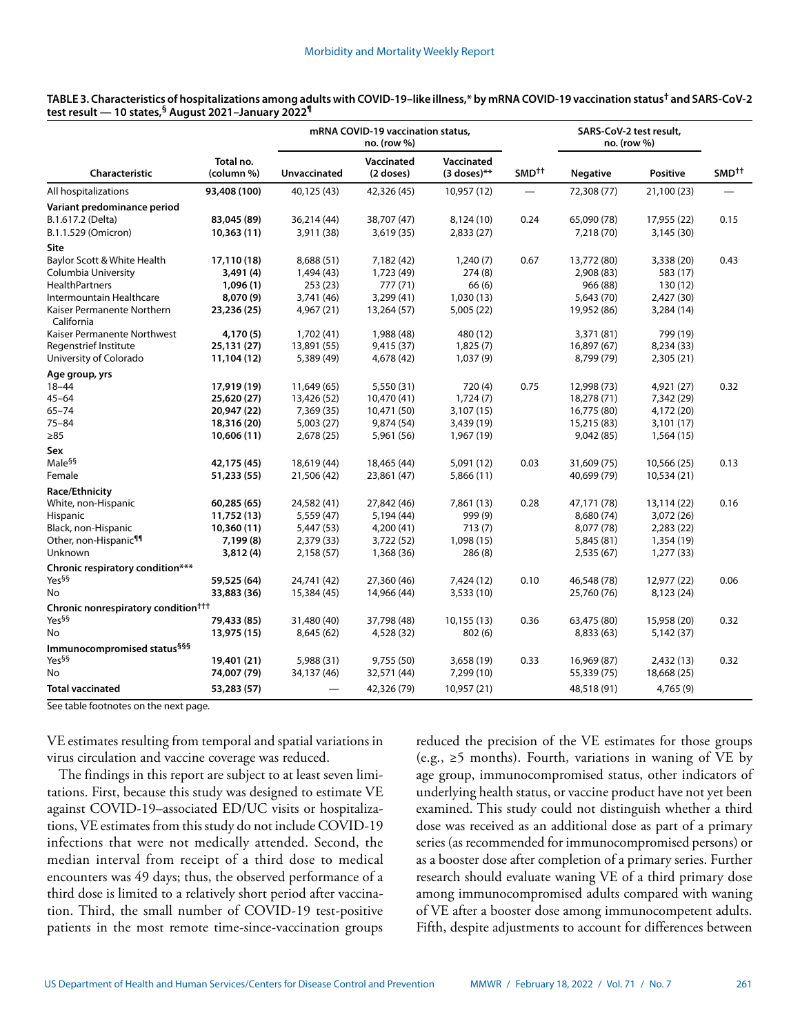**TABLE 3. Characteristics of hospitalizations among adults with COVID-19–like illness,* by mRNA COVID-19 vaccination status† and SARS-CoV-2 test result — 10 states,§ August 2021–January 2022¶**

| Characteristic | Total no. (column %) | mRNA COVID-19 vaccination status, no. (row %) | | | | SARS-CoV-2 test result, no. (row %) | | |
|---|---|---|---|---|---|---|---|---|
| | | Unvaccinated | Vaccinated (2 doses) | Vaccinated (3 doses)** | SMD†† | Negative | Positive | SMD†† |
| All hospitalizations | **93,408 (100)** | 40,125 (43) | 42,326 (45) | 10,957 (12) | — | 72,308 (77) | 21,100 (23) | — |
| **Variant predominance period** | | | | | | | | |
| B.1.617.2 (Delta) | **83,045 (89)** | 36,214 (44) | 38,707 (47) | 8,124 (10) | 0.24 | 65,090 (78) | 17,955 (22) | 0.15 |
| B.1.1.529 (Omicron) | **10,363 (11)** | 3,911 (38) | 3,619 (35) | 2,833 (27) | | 7,218 (70) | 3,145 (30) | |
| **Site** | | | | | | | | |
| Baylor Scott & White Health | **17,110 (18)** | 8,688 (51) | 7,182 (42) | 1,240 (7) | 0.67 | 13,772 (80) | 3,338 (20) | 0.43 |
| Columbia University | **3,491 (4)** | 1,494 (43) | 1,723 (49) | 274 (8) | | 2,908 (83) | 583 (17) | |
| HealthPartners | **1,096 (1)** | 253 (23) | 777 (71) | 66 (6) | | 966 (88) | 130 (12) | |
| Intermountain Healthcare | **8,070 (9)** | 3,741 (46) | 3,299 (41) | 1,030 (13) | | 5,643 (70) | 2,427 (30) | |
| Kaiser Permanente Northern California | **23,236 (25)** | 4,967 (21) | 13,264 (57) | 5,005 (22) | | 19,952 (86) | 3,284 (14) | |
| Kaiser Permanente Northwest | **4,170 (5)** | 1,702 (41) | 1,988 (48) | 480 (12) | | 3,371 (81) | 799 (19) | |
| Regenstrief Institute | **25,131 (27)** | 13,891 (55) | 9,415 (37) | 1,825 (7) | | 16,897 (67) | 8,234 (33) | |
| University of Colorado | **11,104 (12)** | 5,389 (49) | 4,678 (42) | 1,037 (9) | | 8,799 (79) | 2,305 (21) | |
| **Age group, yrs** | | | | | | | | |
| 18–44 | **17,919 (19)** | 11,649 (65) | 5,550 (31) | 720 (4) | 0.75 | 12,998 (73) | 4,921 (27) | 0.32 |
| 45–64 | **25,620 (27)** | 13,426 (52) | 10,470 (41) | 1,724 (7) | | 18,278 (71) | 7,342 (29) | |
| 65–74 | **20,947 (22)** | 7,369 (35) | 10,471 (50) | 3,107 (15) | | 16,775 (80) | 4,172 (20) | |
| 75–84 | **18,316 (20)** | 5,003 (27) | 9,874 (54) | 3,439 (19) | | 15,215 (83) | 3,101 (17) | |
| ≥85 | **10,606 (11)** | 2,678 (25) | 5,961 (56) | 1,967 (19) | | 9,042 (85) | 1,564 (15) | |
| **Sex** | | | | | | | | |
| Male§§ | **42,175 (45)** | 18,619 (44) | 18,465 (44) | 5,091 (12) | 0.03 | 31,609 (75) | 10,566 (25) | 0.13 |
| Female | **51,233 (55)** | 21,506 (42) | 23,861 (47) | 5,866 (11) | | 40,699 (79) | 10,534 (21) | |
| **Race/Ethnicity** | | | | | | | | |
| White, non-Hispanic | **60,285 (65)** | 24,582 (41) | 27,842 (46) | 7,861 (13) | 0.28 | 47,171 (78) | 13,114 (22) | 0.16 |
| Hispanic | **11,752 (13)** | 5,559 (47) | 5,194 (44) | 999 (9) | | 8,680 (74) | 3,072 (26) | |
| Black, non-Hispanic | **10,360 (11)** | 5,447 (53) | 4,200 (41) | 713 (7) | | 8,077 (78) | 2,283 (22) | |
| Other, non-Hispanic¶¶ | **7,199 (8)** | 2,379 (33) | 3,722 (52) | 1,098 (15) | | 5,845 (81) | 1,354 (19) | |
| Unknown | **3,812 (4)** | 2,158 (57) | 1,368 (36) | 286 (8) | | 2,535 (67) | 1,277 (33) | |
| **Chronic respiratory condition*****  | | | | | | | | |
| Yes§§ | **59,525 (64)** | 24,741 (42) | 27,360 (46) | 7,424 (12) | 0.10 | 46,548 (78) | 12,977 (22) | 0.06 |
| No | **33,883 (36)** | 15,384 (45) | 14,966 (44) | 3,533 (10) | | 25,760 (76) | 8,123 (24) | |
| **Chronic nonrespiratory condition†††** | | | | | | | | |
| Yes§§ | **79,433 (85)** | 31,480 (40) | 37,798 (48) | 10,155 (13) | 0.36 | 63,475 (80) | 15,958 (20) | 0.32 |
| No | **13,975 (15)** | 8,645 (62) | 4,528 (32) | 802 (6) | | 8,833 (63) | 5,142 (37) | |
| **Immunocompromised status§§§** | | | | | | | | |
| Yes§§ | **19,401 (21)** | 5,988 (31) | 9,755 (50) | 3,658 (19) | 0.33 | 16,969 (87) | 2,432 (13) | 0.32 |
| No | **74,007 (79)** | 34,137 (46) | 32,571 (44) | 7,299 (10) | | 55,339 (75) | 18,668 (25) | |
| **Total vaccinated** | **53,283 (57)** | — | 42,326 (79) | 10,957 (21) | | 48,518 (91) | 4,765 (9) | |

See table footnotes on the next page.

VE estimates resulting from temporal and spatial variations in virus circulation and vaccine coverage was reduced.

The findings in this report are subject to at least seven limitations. First, because this study was designed to estimate VE against COVID-19–associated ED/UC visits or hospitalizations, VE estimates from this study do not include COVID-19 infections that were not medically attended. Second, the median interval from receipt of a third dose to medical encounters was 49 days; thus, the observed performance of a third dose is limited to a relatively short period after vaccination. Third, the small number of COVID-19 test-positive patients in the most remote time-since-vaccination groups reduced the precision of the VE estimates for those groups (e.g., ≥5 months). Fourth, variations in waning of VE by age group, immunocompromised status, other indicators of underlying health status, or vaccine product have not yet been examined. This study could not distinguish whether a third dose was received as an additional dose as part of a primary series (as recommended for immunocompromised persons) or as a booster dose after completion of a primary series. Further research should evaluate waning VE of a third primary dose among immunocompromised adults compared with waning of VE after a booster dose among immunocompetent adults. Fifth, despite adjustments to account for differences between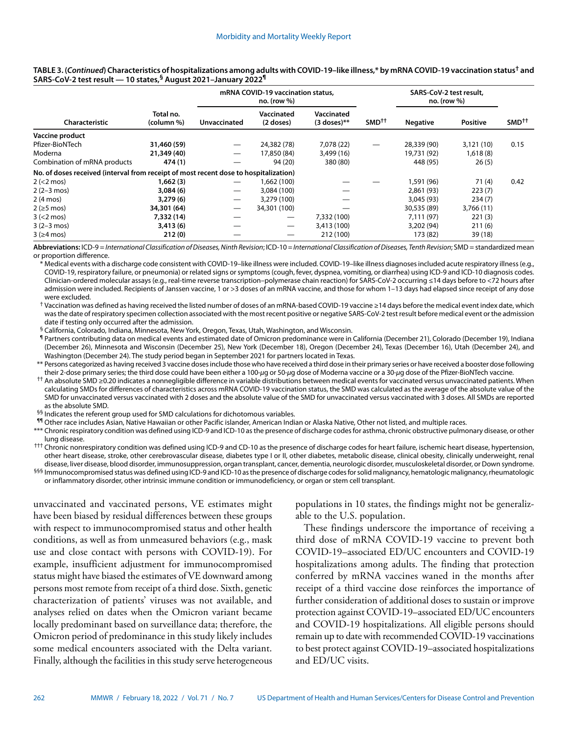**TABLE 3. (*Continued*) Characteristics of hospitalizations among adults with COVID-19–like illness,* by mRNA COVID-19 vaccination status† and SARS-CoV-2 test result — 10 states,§ August 2021–January 2022¶**

| Characteristic | Total no. (column %) | mRNA COVID-19 vaccination status, no. (row %) | | | SMD†† | SARS-CoV-2 test result, no. (row %) | | SMD†† |
|---|---|---|---|---|---|---|---|---|
| | | Unvaccinated | Vaccinated (2 doses) | Vaccinated (3 doses)** | | Negative | Positive | |
| **Vaccine product** | | | | | | | | |
| Pfizer-BioNTech | **31,460 (59)** | — | 24,382 (78) | 7,078 (22) | — | 28,339 (90) | 3,121 (10) | 0.15 |
| Moderna | **21,349 (40)** | — | 17,850 (84) | 3,499 (16) | | 19,731 (92) | 1,618 (8) | |
| Combination of mRNA products | **474 (1)** | — | 94 (20) | 380 (80) | | 448 (95) | 26 (5) | |
| **No. of doses received (interval from receipt of most recent dose to hospitalization)** | | | | | | | | |
| 2 (<2 mos) | **1,662 (3)** | — | 1,662 (100) | — | — | 1,591 (96) | 71 (4) | 0.42 |
| 2 (2–3 mos) | **3,084 (6)** | — | 3,084 (100) | — | | 2,861 (93) | 223 (7) | |
| 2 (4 mos) | **3,279 (6)** | — | 3,279 (100) | — | | 3,045 (93) | 234 (7) | |
| 2 (≥5 mos) | **34,301 (64)** | — | 34,301 (100) | — | | 30,535 (89) | 3,766 (11) | |
| 3 (<2 mos) | **7,332 (14)** | — | — | 7,332 (100) | | 7,111 (97) | 221 (3) | |
| 3 (2–3 mos) | **3,413 (6)** | — | — | 3,413 (100) | | 3,202 (94) | 211 (6) | |
| 3 (≥4 mos) | **212 (0)** | — | — | 212 (100) | | 173 (82) | 39 (18) | |

**Abbreviations:** ICD-9 = *International Classification of Diseases, Ninth Revision*; ICD-10 = *International Classification of Diseases, Tenth Revision*; SMD = standardized mean or proportion difference.

\* Medical events with a discharge code consistent with COVID-19–like illness were included. COVID-19–like illness diagnoses included acute respiratory illness (e.g., COVID-19, respiratory failure, or pneumonia) or related signs or symptoms (cough, fever, dyspnea, vomiting, or diarrhea) using ICD-9 and ICD-10 diagnosis codes. Clinician-ordered molecular assays (e.g., real-time reverse transcription–polymerase chain reaction) for SARS-CoV-2 occurring ≤14 days before to <72 hours after admission were included. Recipients of Janssen vaccine, 1 or >3 doses of an mRNA vaccine, and those for whom 1–13 days had elapsed since receipt of any dose were excluded.

† Vaccination was defined as having received the listed number of doses of an mRNA-based COVID-19 vaccine ≥14 days before the medical event index date, which was the date of respiratory specimen collection associated with the most recent positive or negative SARS-CoV-2 test result before medical event or the admission date if testing only occurred after the admission.

§ California, Colorado, Indiana, Minnesota, New York, Oregon, Texas, Utah, Washington, and Wisconsin.

¶ Partners contributing data on medical events and estimated date of Omicron predominance were in California (December 21), Colorado (December 19), Indiana (December 26), Minnesota and Wisconsin (December 25), New York (December 18), Oregon (December 24), Texas (December 16), Utah (December 24), and Washington (December 24). The study period began in September 2021 for partners located in Texas.

\*\* Persons categorized as having received 3 vaccine doses include those who have received a third dose in their primary series or have received a booster dose following their 2-dose primary series; the third dose could have been either a 100-μg or 50-μg dose of Moderna vaccine or a 30-μg dose of the Pfizer-BioNTech vaccine.

†† An absolute SMD ≥0.20 indicates a nonnegligible difference in variable distributions between medical events for vaccinated versus unvaccinated patients. When calculating SMDs for differences of characteristics across mRNA COVID-19 vaccination status, the SMD was calculated as the average of the absolute value of the SMD for unvaccinated versus vaccinated with 2 doses and the absolute value of the SMD for unvaccinated versus vaccinated with 3 doses. All SMDs are reported as the absolute SMD.

§§ Indicates the referent group used for SMD calculations for dichotomous variables.

¶¶ Other race includes Asian, Native Hawaiian or other Pacific islander, American Indian or Alaska Native, Other not listed, and multiple races.

\*\*\* Chronic respiratory condition was defined using ICD-9 and ICD-10 as the presence of discharge codes for asthma, chronic obstructive pulmonary disease, or other lung disease.

††† Chronic nonrespiratory condition was defined using ICD-9 and CD-10 as the presence of discharge codes for heart failure, ischemic heart disease, hypertension, other heart disease, stroke, other cerebrovascular disease, diabetes type I or II, other diabetes, metabolic disease, clinical obesity, clinically underweight, renal disease, liver disease, blood disorder, immunosuppression, organ transplant, cancer, dementia, neurologic disorder, musculoskeletal disorder, or Down syndrome.

§§§ Immunocompromised status was defined using ICD-9 and ICD-10 as the presence of discharge codes for solid malignancy, hematologic malignancy, rheumatologic or inflammatory disorder, other intrinsic immune condition or immunodeficiency, or organ or stem cell transplant.

unvaccinated and vaccinated persons, VE estimates might have been biased by residual differences between these groups with respect to immunocompromised status and other health conditions, as well as from unmeasured behaviors (e.g., mask use and close contact with persons with COVID-19). For example, insufficient adjustment for immunocompromised status might have biased the estimates of VE downward among persons most remote from receipt of a third dose. Sixth, genetic characterization of patients' viruses was not available, and analyses relied on dates when the Omicron variant became locally predominant based on surveillance data; therefore, the Omicron period of predominance in this study likely includes some medical encounters associated with the Delta variant. Finally, although the facilities in this study serve heterogeneous populations in 10 states, the findings might not be generalizable to the U.S. population.

These findings underscore the importance of receiving a third dose of mRNA COVID-19 vaccine to prevent both COVID-19–associated ED/UC encounters and COVID-19 hospitalizations among adults. The finding that protection conferred by mRNA vaccines waned in the months after receipt of a third vaccine dose reinforces the importance of further consideration of additional doses to sustain or improve protection against COVID-19–associated ED/UC encounters and COVID-19 hospitalizations. All eligible persons should remain up to date with recommended COVID-19 vaccinations to best protect against COVID-19–associated hospitalizations and ED/UC visits.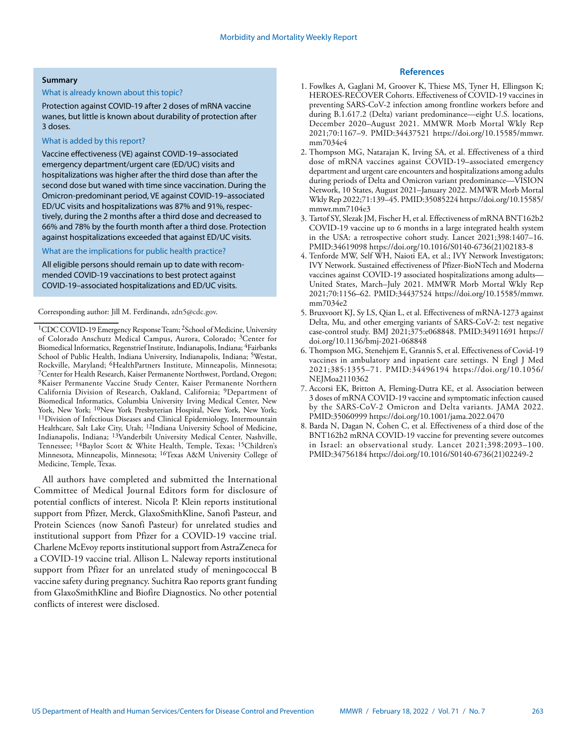**Summary**

What is already known about this topic?

Protection against COVID-19 after 2 doses of mRNA vaccine wanes, but little is known about durability of protection after 3 doses.

What is added by this report?

Vaccine effectiveness (VE) against COVID-19–associated emergency department/urgent care (ED/UC) visits and hospitalizations was higher after the third dose than after the second dose but waned with time since vaccination. During the Omicron-predominant period, VE against COVID-19–associated ED/UC visits and hospitalizations was 87% and 91%, respectively, during the 2 months after a third dose and decreased to 66% and 78% by the fourth month after a third dose. Protection against hospitalizations exceeded that against ED/UC visits.

What are the implications for public health practice?

All eligible persons should remain up to date with recommended COVID-19 vaccinations to best protect against COVID-19–associated hospitalizations and ED/UC visits.

Corresponding author: Jill M. Ferdinands, zdn5@cdc.gov.

[1]CDC COVID-19 Emergency Response Team; [2]School of Medicine, University of Colorado Anschutz Medical Campus, Aurora, Colorado; [3]Center for Biomedical Informatics, Regenstrief Institute, Indianapolis, Indiana; [4]Fairbanks School of Public Health, Indiana University, Indianapolis, Indiana; [5]Westat, Rockville, Maryland; [6]HealthPartners Institute, Minneapolis, Minnesota; [7]Center for Health Research, Kaiser Permanente Northwest, Portland, Oregon; [8]Kaiser Permanente Vaccine Study Center, Kaiser Permanente Northern California Division of Research, Oakland, California; [9]Department of Biomedical Informatics, Columbia University Irving Medical Center, New York, New York; [10]New York Presbyterian Hospital, New York, New York; [11]Division of Infectious Diseases and Clinical Epidemiology, Intermountain Healthcare, Salt Lake City, Utah; [12]Indiana University School of Medicine, Indianapolis, Indiana; [13]Vanderbilt University Medical Center, Nashville, Tennessee; [14]Baylor Scott & White Health, Temple, Texas; [15]Children's Minnesota, Minneapolis, Minnesota; [16]Texas A&M University College of Medicine, Temple, Texas.

All authors have completed and submitted the International Committee of Medical Journal Editors form for disclosure of potential conflicts of interest. Nicola P. Klein reports institutional support from Pfizer, Merck, GlaxoSmithKline, Sanofi Pasteur, and Protein Sciences (now Sanofi Pasteur) for unrelated studies and institutional support from Pfizer for a COVID-19 vaccine trial. Charlene McEvoy reports institutional support from AstraZeneca for a COVID-19 vaccine trial. Allison L. Naleway reports institutional support from Pfizer for an unrelated study of meningococcal B vaccine safety during pregnancy. Suchitra Rao reports grant funding from GlaxoSmithKline and Biofire Diagnostics. No other potential conflicts of interest were disclosed.

## References

1. Fowlkes A, Gaglani M, Groover K, Thiese MS, Tyner H, Ellingson K; HEROES-RECOVER Cohorts. Effectiveness of COVID-19 vaccines in preventing SARS-CoV-2 infection among frontline workers before and during B.1.617.2 (Delta) variant predominance—eight U.S. locations, December 2020–August 2021. MMWR Morb Mortal Wkly Rep 2021;70:1167–9. PMID:34437521 https://doi.org/10.15585/mmwr.mm7034e4
2. Thompson MG, Natarajan K, Irving SA, et al. Effectiveness of a third dose of mRNA vaccines against COVID-19–associated emergency department and urgent care encounters and hospitalizations among adults during periods of Delta and Omicron variant predominance—VISION Network, 10 States, August 2021–January 2022. MMWR Morb Mortal Wkly Rep 2022;71:139–45. PMID:35085224 https://doi.org/10.15585/mmwr.mm7104e3
3. Tartof SY, Slezak JM, Fischer H, et al. Effectiveness of mRNA BNT162b2 COVID-19 vaccine up to 6 months in a large integrated health system in the USA: a retrospective cohort study. Lancet 2021;398:1407–16. PMID:34619098 https://doi.org/10.1016/S0140-6736(21)02183-8
4. Tenforde MW, Self WH, Naioti EA, et al.; IVY Network Investigators; IVY Network. Sustained effectiveness of Pfizer-BioNTech and Moderna vaccines against COVID-19 associated hospitalizations among adults—United States, March–July 2021. MMWR Morb Mortal Wkly Rep 2021;70:1156–62. PMID:34437524 https://doi.org/10.15585/mmwr.mm7034e2
5. Bruxvoort KJ, Sy LS, Qian L, et al. Effectiveness of mRNA-1273 against Delta, Mu, and other emerging variants of SARS-CoV-2: test negative case-control study. BMJ 2021;375:e068848. PMID:34911691 https://doi.org/10.1136/bmj-2021-068848
6. Thompson MG, Stenehjem E, Grannis S, et al. Effectiveness of Covid-19 vaccines in ambulatory and inpatient care settings. N Engl J Med 2021;385:1355–71. PMID:34496194 https://doi.org/10.1056/NEJMoa2110362
7. Accorsi EK, Britton A, Fleming-Dutra KE, et al. Association between 3 doses of mRNA COVID-19 vaccine and symptomatic infection caused by the SARS-CoV-2 Omicron and Delta variants. JAMA 2022. PMID:35060999 https://doi.org/10.1001/jama.2022.0470
8. Barda N, Dagan N, Cohen C, et al. Effectiveness of a third dose of the BNT162b2 mRNA COVID-19 vaccine for preventing severe outcomes in Israel: an observational study. Lancet 2021;398:2093–100. PMID:34756184 https://doi.org/10.1016/S0140-6736(21)02249-2